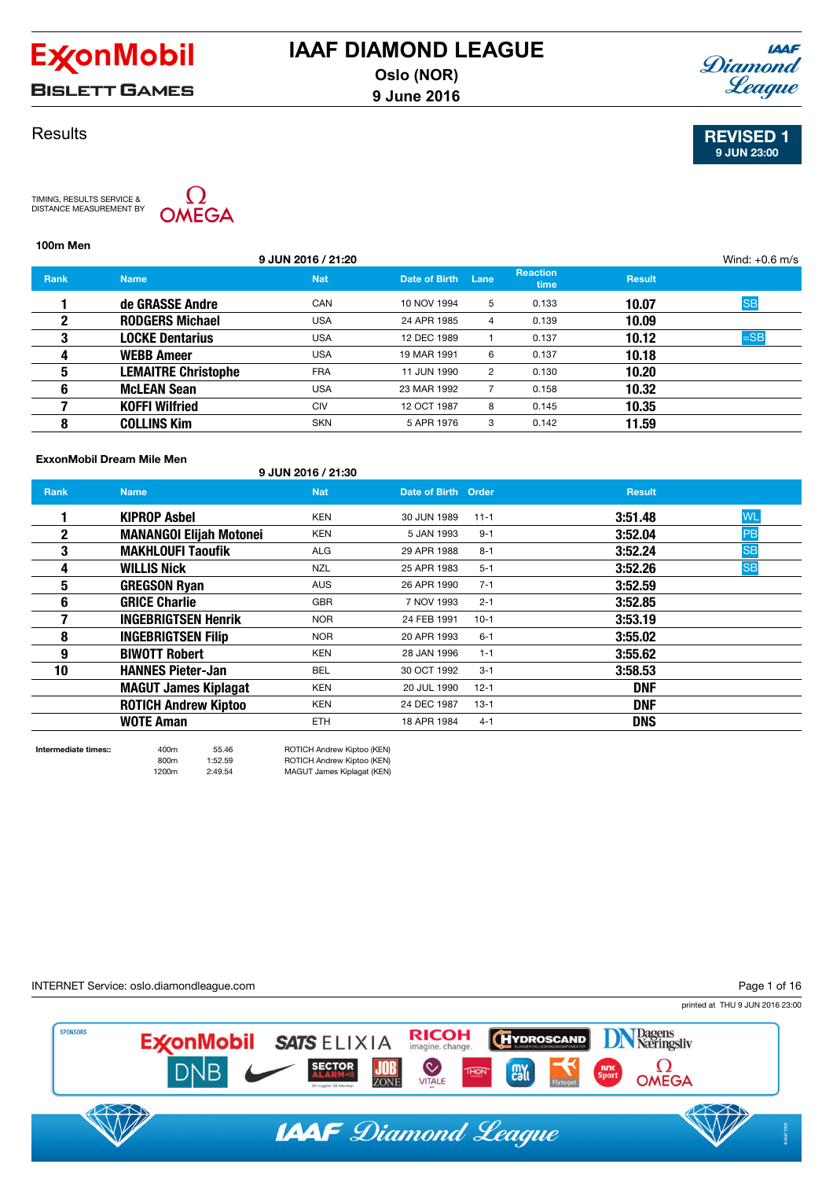# IAAF DIAMOND LEAGUE

**Oslo (NOR)**
**9 June 2016**

BISLETT GAMES

## Results

**REVISED 1**
**9 JUN 23:00**

TIMING, RESULTS SERVICE & DISTANCE MEASUREMENT BY OMEGA

### 100m Men

9 JUN 2016 / 21:20 — Wind: +0.6 m/s

| Rank | Name | Nat | Date of Birth | Lane | Reaction time | Result | |
|---|---|---|---|---|---|---|---|
| 1 | de GRASSE Andre | CAN | 10 NOV 1994 | 5 | 0.133 | 10.07 | SB |
| 2 | RODGERS Michael | USA | 24 APR 1985 | 4 | 0.139 | 10.09 | |
| 3 | LOCKE Dentarius | USA | 12 DEC 1989 | 1 | 0.137 | 10.12 | =SB |
| 4 | WEBB Ameer | USA | 19 MAR 1991 | 6 | 0.137 | 10.18 | |
| 5 | LEMAITRE Christophe | FRA | 11 JUN 1990 | 2 | 0.130 | 10.20 | |
| 6 | McLEAN Sean | USA | 23 MAR 1992 | 7 | 0.158 | 10.32 | |
| 7 | KOFFI Wilfried | CIV | 12 OCT 1987 | 8 | 0.145 | 10.35 | |
| 8 | COLLINS Kim | SKN | 5 APR 1976 | 3 | 0.142 | 11.59 | |

### ExxonMobil Dream Mile Men

9 JUN 2016 / 21:30

| Rank | Name | Nat | Date of Birth | Order | Result | |
|---|---|---|---|---|---|---|
| 1 | KIPROP Asbel | KEN | 30 JUN 1989 | 11-1 | 3:51.48 | WL |
| 2 | MANANGOI Elijah Motonei | KEN | 5 JAN 1993 | 9-1 | 3:52.04 | PB |
| 3 | MAKHLOUFI Taoufik | ALG | 29 APR 1988 | 8-1 | 3:52.24 | SB |
| 4 | WILLIS Nick | NZL | 25 APR 1983 | 5-1 | 3:52.26 | SB |
| 5 | GREGSON Ryan | AUS | 26 APR 1990 | 7-1 | 3:52.59 | |
| 6 | GRICE Charlie | GBR | 7 NOV 1993 | 2-1 | 3:52.85 | |
| 7 | INGEBRIGTSEN Henrik | NOR | 24 FEB 1991 | 10-1 | 3:53.19 | |
| 8 | INGEBRIGTSEN Filip | NOR | 20 APR 1993 | 6-1 | 3:55.02 | |
| 9 | BIWOTT Robert | KEN | 28 JAN 1996 | 1-1 | 3:55.62 | |
| 10 | HANNES Pieter-Jan | BEL | 30 OCT 1992 | 3-1 | 3:58.53 | |
| | MAGUT James Kiplagat | KEN | 20 JUL 1990 | 12-1 | DNF | |
| | ROTICH Andrew Kiptoo | KEN | 24 DEC 1987 | 13-1 | DNF | |
| | WOTE Aman | ETH | 18 APR 1984 | 4-1 | DNS | |

**Intermediate times::**

| | | |
|---|---|---|
| 400m | 55.46 | ROTICH Andrew Kiptoo (KEN) |
| 800m | 1:52.59 | ROTICH Andrew Kiptoo (KEN) |
| 1200m | 2:49.54 | MAGUT James Kiplagat (KEN) |

INTERNET Service: oslo.diamondleague.com

printed at THU 9 JUN 2016 23:00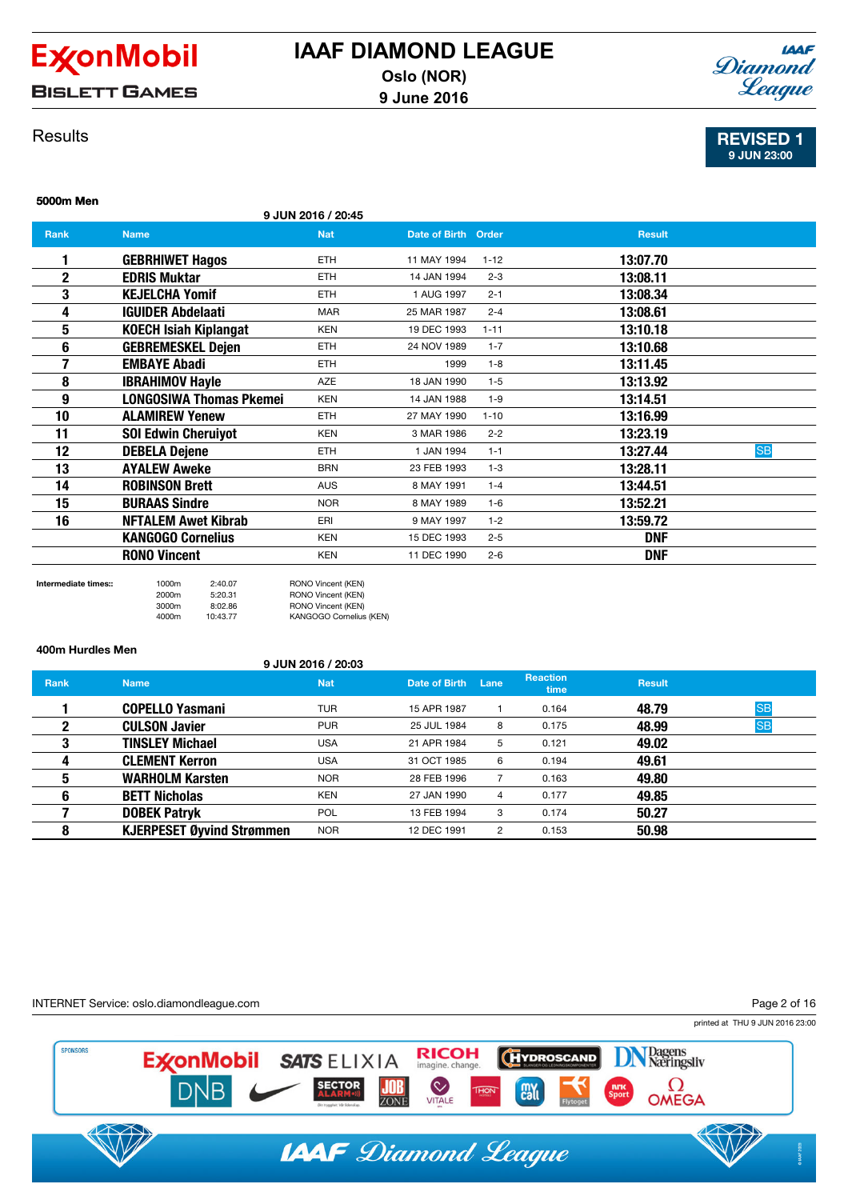# IAAF DIAMOND LEAGUE

**Oslo (NOR)**
**9 June 2016**

BISLETT GAMES

## Results

**REVISED 1**
**9 JUN 23:00**

### 5000m Men

9 JUN 2016 / 20:45

| Rank | Name | Nat | Date of Birth | Order | Result | |
|---|---|---|---|---|---|---|
| 1 | **GEBRHIWET Hagos** | ETH | 11 MAY 1994 | 1-12 | **13:07.70** | |
| 2 | **EDRIS Muktar** | ETH | 14 JAN 1994 | 2-3 | **13:08.11** | |
| 3 | **KEJELCHA Yomif** | ETH | 1 AUG 1997 | 2-1 | **13:08.34** | |
| 4 | **IGUIDER Abdelaati** | MAR | 25 MAR 1987 | 2-4 | **13:08.61** | |
| 5 | **KOECH Isiah Kiplangat** | KEN | 19 DEC 1993 | 1-11 | **13:10.18** | |
| 6 | **GEBREMESKEL Dejen** | ETH | 24 NOV 1989 | 1-7 | **13:10.68** | |
| 7 | **EMBAYE Abadi** | ETH | 1999 | 1-8 | **13:11.45** | |
| 8 | **IBRAHIMOV Hayle** | AZE | 18 JAN 1990 | 1-5 | **13:13.92** | |
| 9 | **LONGOSIWA Thomas Pkemei** | KEN | 14 JAN 1988 | 1-9 | **13:14.51** | |
| 10 | **ALAMIREW Yenew** | ETH | 27 MAY 1990 | 1-10 | **13:16.99** | |
| 11 | **SOI Edwin Cheruiyot** | KEN | 3 MAR 1986 | 2-2 | **13:23.19** | |
| 12 | **DEBELA Dejene** | ETH | 1 JAN 1994 | 1-1 | **13:27.44** | SB |
| 13 | **AYALEW Aweke** | BRN | 23 FEB 1993 | 1-3 | **13:28.11** | |
| 14 | **ROBINSON Brett** | AUS | 8 MAY 1991 | 1-4 | **13:44.51** | |
| 15 | **BURAAS Sindre** | NOR | 8 MAY 1989 | 1-6 | **13:52.21** | |
| 16 | **NFTALEM Awet Kibrab** | ERI | 9 MAY 1997 | 1-2 | **13:59.72** | |
| | **KANGOGO Cornelius** | KEN | 15 DEC 1993 | 2-5 | **DNF** | |
| | **RONO Vincent** | KEN | 11 DEC 1990 | 2-6 | **DNF** | |

**Intermediate times::**

| | | |
|---|---|---|
| 1000m | 2:40.07 | RONO Vincent (KEN) |
| 2000m | 5:20.31 | RONO Vincent (KEN) |
| 3000m | 8:02.86 | RONO Vincent (KEN) |
| 4000m | 10:43.77 | KANGOGO Cornelius (KEN) |

### 400m Hurdles Men

9 JUN 2016 / 20:03

| Rank | Name | Nat | Date of Birth | Lane | Reaction time | Result | |
|---|---|---|---|---|---|---|---|
| 1 | **COPELLO Yasmani** | TUR | 15 APR 1987 | 1 | 0.164 | **48.79** | SB |
| 2 | **CULSON Javier** | PUR | 25 JUL 1984 | 8 | 0.175 | **48.99** | SB |
| 3 | **TINSLEY Michael** | USA | 21 APR 1984 | 5 | 0.121 | **49.02** | |
| 4 | **CLEMENT Kerron** | USA | 31 OCT 1985 | 6 | 0.194 | **49.61** | |
| 5 | **WARHOLM Karsten** | NOR | 28 FEB 1996 | 7 | 0.163 | **49.80** | |
| 6 | **BETT Nicholas** | KEN | 27 JAN 1990 | 4 | 0.177 | **49.85** | |
| 7 | **DOBEK Patryk** | POL | 13 FEB 1994 | 3 | 0.174 | **50.27** | |
| 8 | **KJERPESET Øyvind Strømmen** | NOR | 12 DEC 1991 | 2 | 0.153 | **50.98** | |

INTERNET Service: oslo.diamondleague.com

printed at THU 9 JUN 2016 23:00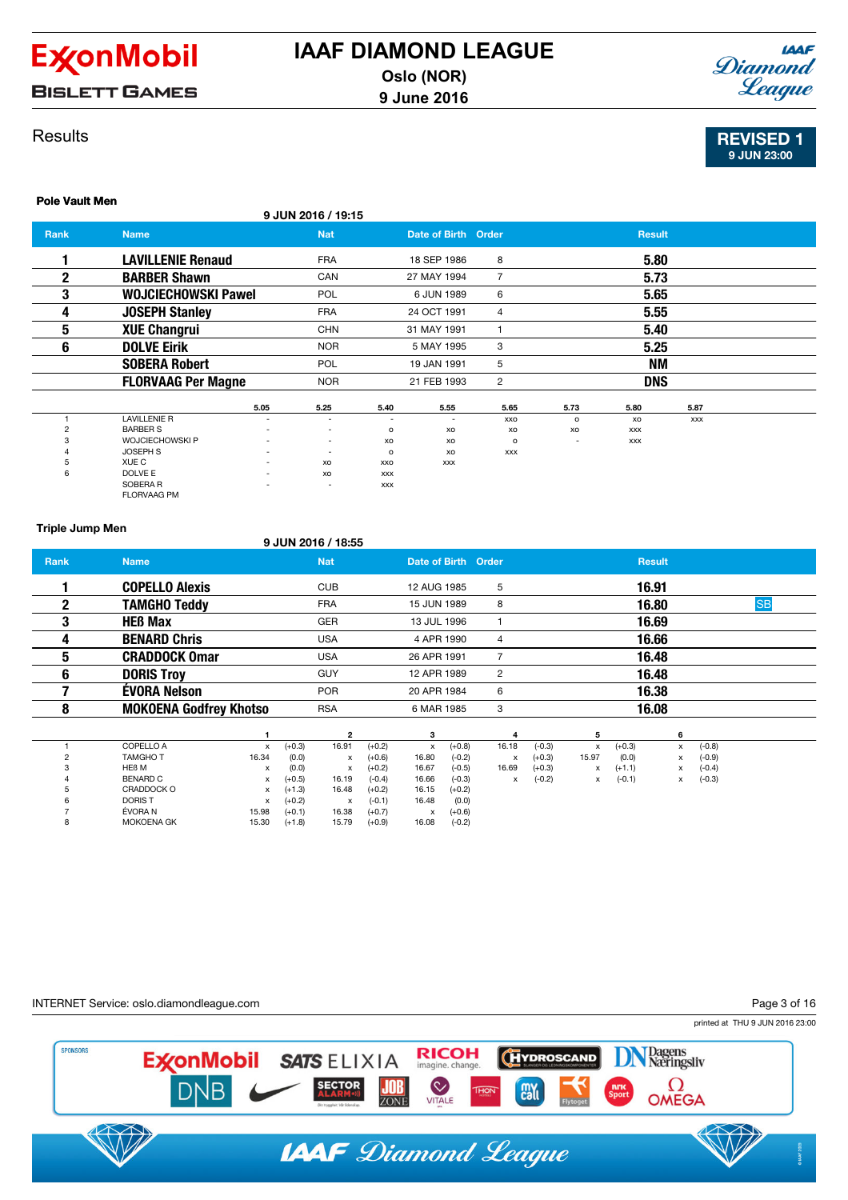# IAAF DIAMOND LEAGUE

Oslo (NOR)
9 June 2016

BISLETT GAMES

## Results

REVISED 1
9 JUN 23:00

### Pole Vault Men

9 JUN 2016 / 19:15

| Rank | Name | Nat | Date of Birth | Order | Result |
|---|---|---|---|---|---|
| 1 | **LAVILLENIE Renaud** | FRA | 18 SEP 1986 | 8 | **5.80** |
| 2 | **BARBER Shawn** | CAN | 27 MAY 1994 | 7 | **5.73** |
| 3 | **WOJCIECHOWSKI Pawel** | POL | 6 JUN 1989 | 6 | **5.65** |
| 4 | **JOSEPH Stanley** | FRA | 24 OCT 1991 | 4 | **5.55** |
| 5 | **XUE Changrui** | CHN | 31 MAY 1991 | 1 | **5.40** |
| 6 | **DOLVE Eirik** | NOR | 5 MAY 1995 | 3 | **5.25** |
| | **SOBERA Robert** | POL | 19 JAN 1991 | 5 | **NM** |
| | **FLORVAAG Per Magne** | NOR | 21 FEB 1993 | 2 | **DNS** |

| | | 5.05 | 5.25 | 5.40 | 5.55 | 5.65 | 5.73 | 5.80 | 5.87 |
|---|---|---|---|---|---|---|---|---|---|
| 1 | LAVILLENIE R | - | - | - | - | xxo | o | xo | xxx |
| 2 | BARBER S | - | - | o | xo | xo | xo | xxx | |
| 3 | WOJCIECHOWSKI P | - | - | xo | xo | o | - | xxx | |
| 4 | JOSEPH S | - | - | o | xo | xxx | | | |
| 5 | XUE C | - | xo | xxo | xxx | | | | |
| 6 | DOLVE E | - | xo | xxx | | | | | |
| | SOBERA R | - | - | xxx | | | | | |
| | FLORVAAG PM | | | | | | | | |

### Triple Jump Men

9 JUN 2016 / 18:55

| Rank | Name | Nat | Date of Birth | Order | Result | |
|---|---|---|---|---|---|---|
| 1 | **COPELLO Alexis** | CUB | 12 AUG 1985 | 5 | **16.91** | |
| 2 | **TAMGHO Teddy** | FRA | 15 JUN 1989 | 8 | **16.80** | SB |
| 3 | **HEß Max** | GER | 13 JUL 1996 | 1 | **16.69** | |
| 4 | **BENARD Chris** | USA | 4 APR 1990 | 4 | **16.66** | |
| 5 | **CRADDOCK Omar** | USA | 26 APR 1991 | 7 | **16.48** | |
| 6 | **DORIS Troy** | GUY | 12 APR 1989 | 2 | **16.48** | |
| 7 | **ÉVORA Nelson** | POR | 20 APR 1984 | 6 | **16.38** | |
| 8 | **MOKOENA Godfrey Khotso** | RSA | 6 MAR 1985 | 3 | **16.08** | |

| | | 1 | | 2 | | 3 | | 4 | | 5 | | 6 | |
|---|---|---|---|---|---|---|---|---|---|---|---|---|---|
| 1 | COPELLO A | x | (+0.3) | 16.91 | (+0.2) | x | (+0.8) | 16.18 | (-0.3) | x | (+0.3) | x | (-0.8) |
| 2 | TAMGHO T | 16.34 | (0.0) | x | (+0.6) | 16.80 | (-0.2) | x | (+0.3) | 15.97 | (0.0) | x | (-0.9) |
| 3 | HEß M | x | (0.0) | x | (+0.2) | 16.67 | (-0.5) | 16.69 | (+0.3) | x | (+1.1) | x | (-0.4) |
| 4 | BENARD C | x | (+0.5) | 16.19 | (-0.4) | 16.66 | (-0.3) | x | (-0.2) | x | (-0.1) | x | (-0.3) |
| 5 | CRADDOCK O | x | (+1.3) | 16.48 | (+0.2) | 16.15 | (+0.2) | | | | | | |
| 6 | DORIS T | x | (+0.2) | x | (-0.1) | 16.48 | (0.0) | | | | | | |
| 7 | ÉVORA N | 15.98 | (+0.1) | 16.38 | (+0.7) | x | (+0.6) | | | | | | |
| 8 | MOKOENA GK | 15.30 | (+1.8) | 15.79 | (+0.9) | 16.08 | (-0.2) | | | | | | |

INTERNET Service: oslo.diamondleague.com

printed at THU 9 JUN 2016 23:00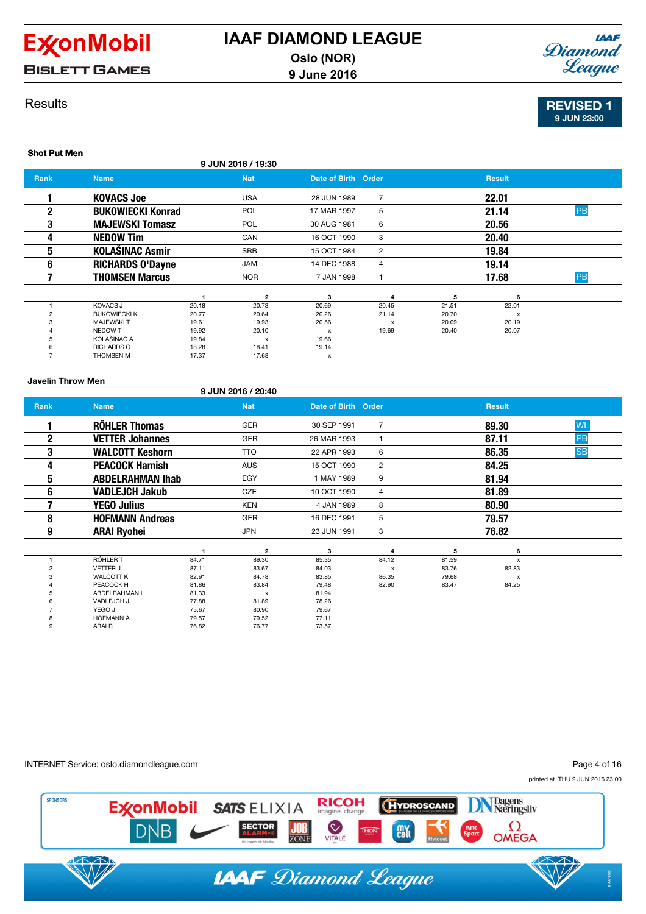# IAAF DIAMOND LEAGUE

**Oslo (NOR)**
**9 June 2016**

BISLETT GAMES

## Results

**REVISED 1**
9 JUN 23:00

### Shot Put Men

9 JUN 2016 / 19:30

| Rank | Name | Nat | Date of Birth | Order | Result | |
|---|---|---|---|---|---|---|
| 1 | **KOVACS Joe** | USA | 28 JUN 1989 | 7 | **22.01** | |
| 2 | **BUKOWIECKI Konrad** | POL | 17 MAR 1997 | 5 | **21.14** | PB |
| 3 | **MAJEWSKI Tomasz** | POL | 30 AUG 1981 | 6 | **20.56** | |
| 4 | **NEDOW Tim** | CAN | 16 OCT 1990 | 3 | **20.40** | |
| 5 | **KOLAŠINAC Asmir** | SRB | 15 OCT 1984 | 2 | **19.84** | |
| 6 | **RICHARDS O'Dayne** | JAM | 14 DEC 1988 | 4 | **19.14** | |
| 7 | **THOMSEN Marcus** | NOR | 7 JAN 1998 | 1 | **17.68** | PB |

| | | 1 | 2 | 3 | 4 | 5 | 6 |
|---|---|---|---|---|---|---|---|
| 1 | KOVACS J | 20.18 | 20.73 | 20.69 | 20.45 | 21.51 | 22.01 |
| 2 | BUKOWIECKI K | 20.77 | 20.64 | 20.26 | 21.14 | 20.70 | x |
| 3 | MAJEWSKI T | 19.61 | 19.93 | 20.56 | x | 20.09 | 20.19 |
| 4 | NEDOW T | 19.92 | 20.10 | x | 19.69 | 20.40 | 20.07 |
| 5 | KOLAŠINAC A | 19.84 | x | 19.66 | | | |
| 6 | RICHARDS O | 18.28 | 18.41 | 19.14 | | | |
| 7 | THOMSEN M | 17.37 | 17.68 | x | | | |

### Javelin Throw Men

9 JUN 2016 / 20:40

| Rank | Name | Nat | Date of Birth | Order | Result | |
|---|---|---|---|---|---|---|
| 1 | **RÖHLER Thomas** | GER | 30 SEP 1991 | 7 | **89.30** | WL |
| 2 | **VETTER Johannes** | GER | 26 MAR 1993 | 1 | **87.11** | PB |
| 3 | **WALCOTT Keshorn** | TTO | 22 APR 1993 | 6 | **86.35** | SB |
| 4 | **PEACOCK Hamish** | AUS | 15 OCT 1990 | 2 | **84.25** | |
| 5 | **ABDELRAHMAN Ihab** | EGY | 1 MAY 1989 | 9 | **81.94** | |
| 6 | **VADLEJCH Jakub** | CZE | 10 OCT 1990 | 4 | **81.89** | |
| 7 | **YEGO Julius** | KEN | 4 JAN 1989 | 8 | **80.90** | |
| 8 | **HOFMANN Andreas** | GER | 16 DEC 1991 | 5 | **79.57** | |
| 9 | **ARAI Ryohei** | JPN | 23 JUN 1991 | 3 | **76.82** | |

| | | 1 | 2 | 3 | 4 | 5 | 6 |
|---|---|---|---|---|---|---|---|
| 1 | RÖHLER T | 84.71 | 89.30 | 85.35 | 84.12 | 81.59 | x |
| 2 | VETTER J | 87.11 | 83.67 | 84.03 | x | 83.76 | 82.83 |
| 3 | WALCOTT K | 82.91 | 84.78 | 83.85 | 86.35 | 79.68 | x |
| 4 | PEACOCK H | 81.86 | 83.84 | 79.48 | 82.90 | 83.47 | 84.25 |
| 5 | ABDELRAHMAN I | 81.33 | x | 81.94 | | | |
| 6 | VADLEJCH J | 77.88 | 81.89 | 78.26 | | | |
| 7 | YEGO J | 75.67 | 80.90 | 79.67 | | | |
| 8 | HOFMANN A | 79.57 | 79.52 | 77.11 | | | |
| 9 | ARAI R | 76.82 | 76.77 | 73.57 | | | |

INTERNET Service: oslo.diamondleague.com

printed at THU 9 JUN 2016 23:00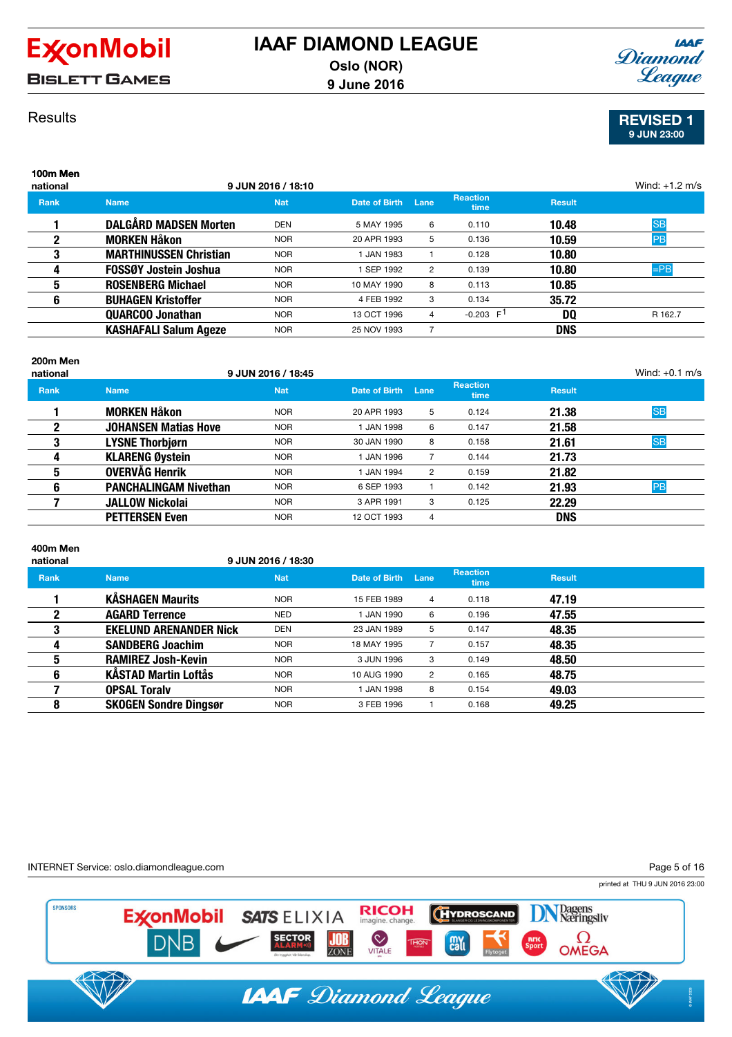# IAAF DIAMOND LEAGUE

Oslo (NOR)

9 June 2016

ExxonMobil BISLETT GAMES

## Results

**REVISED 1**
9 JUN 23:00

### 100m Men
national — 9 JUN 2016 / 18:10 — Wind: +1.2 m/s

| Rank | Name | Nat | Date of Birth | Lane | Reaction time | Result | |
|---|---|---|---|---|---|---|---|
| 1 | DALGÅRD MADSEN Morten | DEN | 5 MAY 1995 | 6 | 0.110 | 10.48 | SB |
| 2 | MORKEN Håkon | NOR | 20 APR 1993 | 5 | 0.136 | 10.59 | PB |
| 3 | MARTHINUSSEN Christian | NOR | 1 JAN 1983 | 1 | 0.128 | 10.80 | |
| 4 | FOSSØY Jostein Joshua | NOR | 1 SEP 1992 | 2 | 0.139 | 10.80 | =PB |
| 5 | ROSENBERG Michael | NOR | 10 MAY 1990 | 8 | 0.113 | 10.85 | |
| 6 | BUHAGEN Kristoffer | NOR | 4 FEB 1992 | 3 | 0.134 | 35.72 | |
| | QUARCOO Jonathan | NOR | 13 OCT 1996 | 4 | -0.203 F1 | DQ | R 162.7 |
| | KASHAFALI Salum Ageze | NOR | 25 NOV 1993 | 7 | | DNS | |

### 200m Men
national — 9 JUN 2016 / 18:45 — Wind: +0.1 m/s

| Rank | Name | Nat | Date of Birth | Lane | Reaction time | Result | |
|---|---|---|---|---|---|---|---|
| 1 | MORKEN Håkon | NOR | 20 APR 1993 | 5 | 0.124 | 21.38 | SB |
| 2 | JOHANSEN Matias Hove | NOR | 1 JAN 1998 | 6 | 0.147 | 21.58 | |
| 3 | LYSNE Thorbjørn | NOR | 30 JAN 1990 | 8 | 0.158 | 21.61 | SB |
| 4 | KLARENG Øystein | NOR | 1 JAN 1996 | 7 | 0.144 | 21.73 | |
| 5 | OVERVÅG Henrik | NOR | 1 JAN 1994 | 2 | 0.159 | 21.82 | |
| 6 | PANCHALINGAM Nivethan | NOR | 6 SEP 1993 | 1 | 0.142 | 21.93 | PB |
| 7 | JALLOW Nickolai | NOR | 3 APR 1991 | 3 | 0.125 | 22.29 | |
| | PETTERSEN Even | NOR | 12 OCT 1993 | 4 | | DNS | |

### 400m Men
national — 9 JUN 2016 / 18:30

| Rank | Name | Nat | Date of Birth | Lane | Reaction time | Result |
|---|---|---|---|---|---|---|
| 1 | KÅSHAGEN Maurits | NOR | 15 FEB 1989 | 4 | 0.118 | 47.19 |
| 2 | AGARD Terrence | NED | 1 JAN 1990 | 6 | 0.196 | 47.55 |
| 3 | EKELUND ARENANDER Nick | DEN | 23 JAN 1989 | 5 | 0.147 | 48.35 |
| 4 | SANDBERG Joachim | NOR | 18 MAY 1995 | 7 | 0.157 | 48.35 |
| 5 | RAMIREZ Josh-Kevin | NOR | 3 JUN 1996 | 3 | 0.149 | 48.50 |
| 6 | KÅSTAD Martin Loftås | NOR | 10 AUG 1990 | 2 | 0.165 | 48.75 |
| 7 | OPSAL Toralv | NOR | 1 JAN 1998 | 8 | 0.154 | 49.03 |
| 8 | SKOGEN Sondre Dingsør | NOR | 3 FEB 1996 | 1 | 0.168 | 49.25 |

INTERNET Service: oslo.diamondleague.com

printed at THU 9 JUN 2016 23:00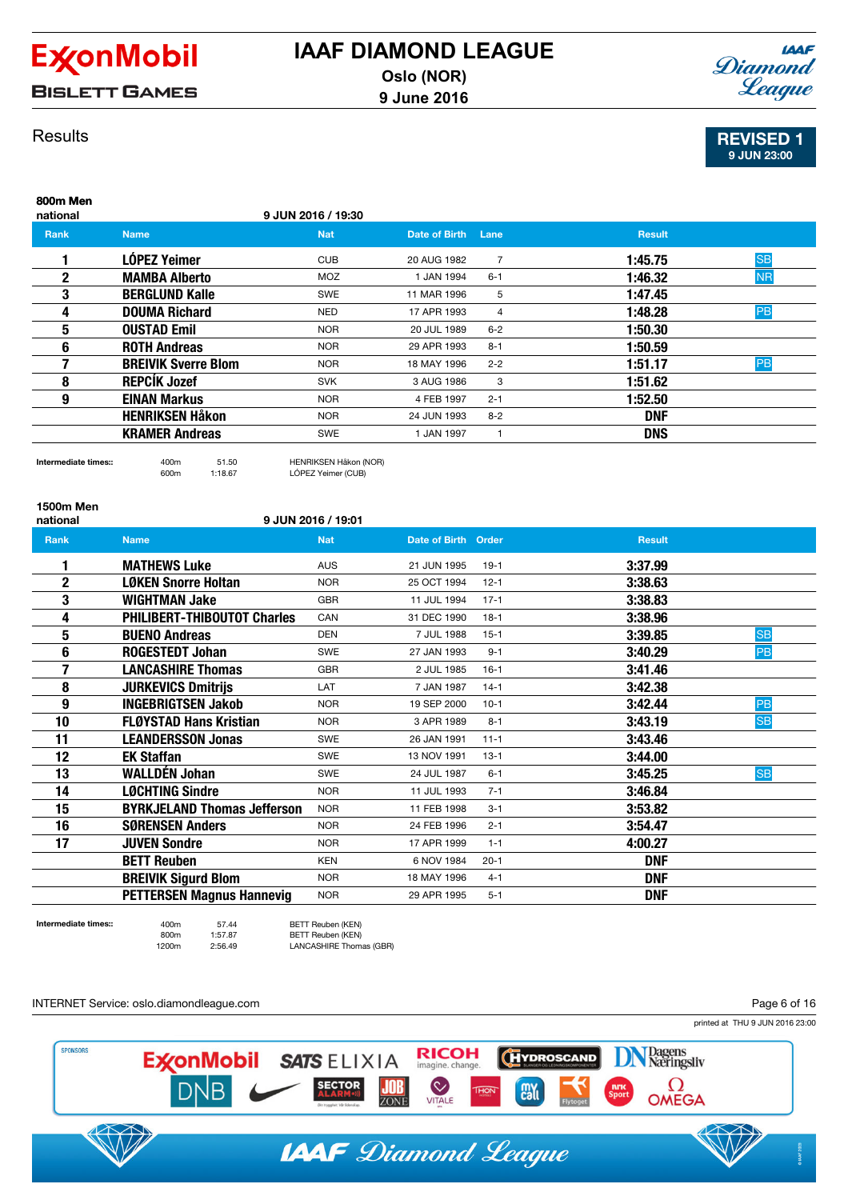# IAAF DIAMOND LEAGUE

Oslo (NOR)
9 June 2016

BISLETT GAMES

Results

**REVISED 1**
9 JUN 23:00

## 800m Men
national — 9 JUN 2016 / 19:30

| Rank | Name | Nat | Date of Birth | Lane | Result | |
|---|---|---|---|---|---|---|
| 1 | LÓPEZ Yeimer | CUB | 20 AUG 1982 | 7 | 1:45.75 | SB |
| 2 | MAMBA Alberto | MOZ | 1 JAN 1994 | 6-1 | 1:46.32 | NR |
| 3 | BERGLUND Kalle | SWE | 11 MAR 1996 | 5 | 1:47.45 | |
| 4 | DOUMA Richard | NED | 17 APR 1993 | 4 | 1:48.28 | PB |
| 5 | OUSTAD Emil | NOR | 20 JUL 1989 | 6-2 | 1:50.30 | |
| 6 | ROTH Andreas | NOR | 29 APR 1993 | 8-1 | 1:50.59 | |
| 7 | BREIVIK Sverre Blom | NOR | 18 MAY 1996 | 2-2 | 1:51.17 | PB |
| 8 | REPČÍK Jozef | SVK | 3 AUG 1986 | 3 | 1:51.62 | |
| 9 | EINAN Markus | NOR | 4 FEB 1997 | 2-1 | 1:52.50 | |
| | HENRIKSEN Håkon | NOR | 24 JUN 1993 | 8-2 | DNF | |
| | KRAMER Andreas | SWE | 1 JAN 1997 | 1 | DNS | |

Intermediate times::

| | | |
|---|---|---|
| 400m | 51.50 | HENRIKSEN Håkon (NOR) |
| 600m | 1:18.67 | LÓPEZ Yeimer (CUB) |

## 1500m Men
national — 9 JUN 2016 / 19:01

| Rank | Name | Nat | Date of Birth | Order | Result | |
|---|---|---|---|---|---|---|
| 1 | MATHEWS Luke | AUS | 21 JUN 1995 | 19-1 | 3:37.99 | |
| 2 | LØKEN Snorre Holtan | NOR | 25 OCT 1994 | 12-1 | 3:38.63 | |
| 3 | WIGHTMAN Jake | GBR | 11 JUL 1994 | 17-1 | 3:38.83 | |
| 4 | PHILIBERT-THIBOUTOT Charles | CAN | 31 DEC 1990 | 18-1 | 3:38.96 | |
| 5 | BUENO Andreas | DEN | 7 JUL 1988 | 15-1 | 3:39.85 | SB |
| 6 | ROGESTEDT Johan | SWE | 27 JAN 1993 | 9-1 | 3:40.29 | PB |
| 7 | LANCASHIRE Thomas | GBR | 2 JUL 1985 | 16-1 | 3:41.46 | |
| 8 | JURKEVICS Dmitrijs | LAT | 7 JAN 1987 | 14-1 | 3:42.38 | |
| 9 | INGEBRIGTSEN Jakob | NOR | 19 SEP 2000 | 10-1 | 3:42.44 | PB |
| 10 | FLØYSTAD Hans Kristian | NOR | 3 APR 1989 | 8-1 | 3:43.19 | SB |
| 11 | LEANDERSSON Jonas | SWE | 26 JAN 1991 | 11-1 | 3:43.46 | |
| 12 | EK Staffan | SWE | 13 NOV 1991 | 13-1 | 3:44.00 | |
| 13 | WALLDÉN Johan | SWE | 24 JUL 1987 | 6-1 | 3:45.25 | SB |
| 14 | LØCHTING Sindre | NOR | 11 JUL 1993 | 7-1 | 3:46.84 | |
| 15 | BYRKJELAND Thomas Jefferson | NOR | 11 FEB 1998 | 3-1 | 3:53.82 | |
| 16 | SØRENSEN Anders | NOR | 24 FEB 1996 | 2-1 | 3:54.47 | |
| 17 | JUVEN Sondre | NOR | 17 APR 1999 | 1-1 | 4:00.27 | |
| | BETT Reuben | KEN | 6 NOV 1984 | 20-1 | DNF | |
| | BREIVIK Sigurd Blom | NOR | 18 MAY 1996 | 4-1 | DNF | |
| | PETTERSEN Magnus Hannevig | NOR | 29 APR 1995 | 5-1 | DNF | |

Intermediate times::

| | | |
|---|---|---|
| 400m | 57.44 | BETT Reuben (KEN) |
| 800m | 1:57.87 | BETT Reuben (KEN) |
| 1200m | 2:56.49 | LANCASHIRE Thomas (GBR) |

INTERNET Service: oslo.diamondleague.com

printed at THU 9 JUN 2016 23:00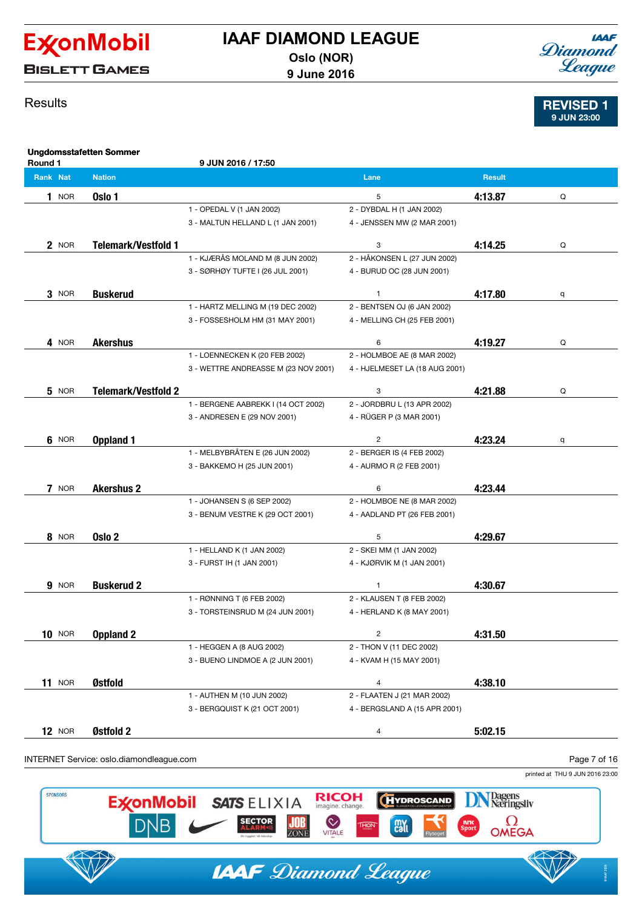# IAAF DIAMOND LEAGUE

**Oslo (NOR)**
**9 June 2016**

ExxonMobil BISLETT GAMES

## Results

**REVISED 1**
**9 JUN 23:00**

### Ungdomsstafetten Sommer

Round 1 — 9 JUN 2016 / 17:50

| Rank | Nat | Nation | | Lane | Result | |
|---|---|---|---|---|---|---|
| **1** | NOR | **Oslo 1** | | 5 | **4:13.87** | Q |
| | | | 1 - OPEDAL V (1 JAN 2002) | 2 - DYBDAL H (1 JAN 2002) | | |
| | | | 3 - MALTUN HELLAND L (1 JAN 2001) | 4 - JENSSEN MW (2 MAR 2001) | | |
| **2** | NOR | **Telemark/Vestfold 1** | | 3 | **4:14.25** | Q |
| | | | 1 - KJÆRÅS MOLAND M (8 JUN 2002) | 2 - HÅKONSEN L (27 JUN 2002) | | |
| | | | 3 - SØRHØY TUFTE I (26 JUL 2001) | 4 - BURUD OC (28 JUN 2001) | | |
| **3** | NOR | **Buskerud** | | 1 | **4:17.80** | q |
| | | | 1 - HARTZ MELLING M (19 DEC 2002) | 2 - BENTSEN OJ (6 JAN 2002) | | |
| | | | 3 - FOSSESHOLM HM (31 MAY 2001) | 4 - MELLING CH (25 FEB 2001) | | |
| **4** | NOR | **Akershus** | | 6 | **4:19.27** | Q |
| | | | 1 - LOENNECKEN K (20 FEB 2002) | 2 - HOLMBOE AE (8 MAR 2002) | | |
| | | | 3 - WETTRE ANDREASSE M (23 NOV 2001) | 4 - HJELMESET LA (18 AUG 2001) | | |
| **5** | NOR | **Telemark/Vestfold 2** | | 3 | **4:21.88** | Q |
| | | | 1 - BERGENE AABREKK I (14 OCT 2002) | 2 - JORDBRU L (13 APR 2002) | | |
| | | | 3 - ANDRESEN E (29 NOV 2001) | 4 - RÜGER P (3 MAR 2001) | | |
| **6** | NOR | **Oppland 1** | | 2 | **4:23.24** | q |
| | | | 1 - MELBYBRÅTEN E (26 JUN 2002) | 2 - BERGER IS (4 FEB 2002) | | |
| | | | 3 - BAKKEMO H (25 JUN 2001) | 4 - AURMO R (2 FEB 2001) | | |
| **7** | NOR | **Akershus 2** | | 6 | **4:23.44** | |
| | | | 1 - JOHANSEN S (6 SEP 2002) | 2 - HOLMBOE NE (8 MAR 2002) | | |
| | | | 3 - BENUM VESTRE K (29 OCT 2001) | 4 - AADLAND PT (26 FEB 2001) | | |
| **8** | NOR | **Oslo 2** | | 5 | **4:29.67** | |
| | | | 1 - HELLAND K (1 JAN 2002) | 2 - SKEI MM (1 JAN 2002) | | |
| | | | 3 - FURST IH (1 JAN 2001) | 4 - KJØRVIK M (1 JAN 2001) | | |
| **9** | NOR | **Buskerud 2** | | 1 | **4:30.67** | |
| | | | 1 - RØNNING T (6 FEB 2002) | 2 - KLAUSEN T (8 FEB 2002) | | |
| | | | 3 - TORSTEINSRUD M (24 JUN 2001) | 4 - HERLAND K (8 MAY 2001) | | |
| **10** | NOR | **Oppland 2** | | 2 | **4:31.50** | |
| | | | 1 - HEGGEN A (8 AUG 2002) | 2 - THON V (11 DEC 2002) | | |
| | | | 3 - BUENO LINDMOE A (2 JUN 2001) | 4 - KVAM H (15 MAY 2001) | | |
| **11** | NOR | **Østfold** | | 4 | **4:38.10** | |
| | | | 1 - AUTHEN M (10 JUN 2002) | 2 - FLAATEN J (21 MAR 2002) | | |
| | | | 3 - BERGQUIST K (21 OCT 2001) | 4 - BERGSLAND A (15 APR 2001) | | |
| **12** | NOR | **Østfold 2** | | 4 | **5:02.15** | |

INTERNET Service: oslo.diamondleague.com

printed at THU 9 JUN 2016 23:00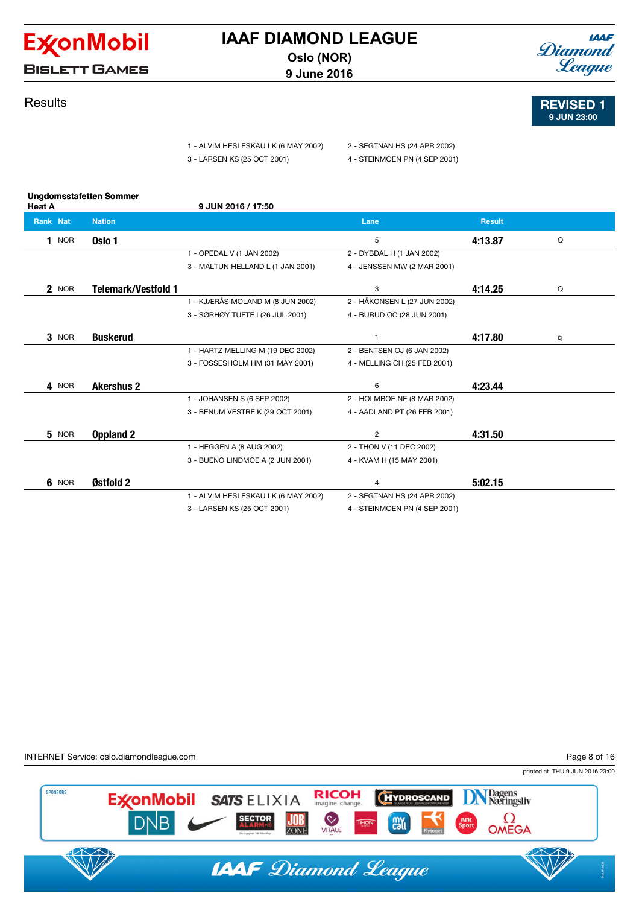Results

**REVISED 1**
**9 JUN 23:00**

| | |
|---|---|
| 1 - ALVIM HESLESKAU LK (6 MAY 2002) | 2 - SEGTNAN HS (24 APR 2002) |
| 3 - LARSEN KS (25 OCT 2001) | 4 - STEINMOEN PN (4 SEP 2001) |

**Ungdomsstafetten Sommer**
**Heat A** — **9 JUN 2016 / 17:50**

| Rank | Nat | Nation | | | Lane | Result | |
|---|---|---|---|---|---|---|---|
| **1** | NOR | **Oslo 1** | | | 5 | **4:13.87** | Q |
| | | | 1 - OPEDAL V (1 JAN 2002) | 2 - DYBDAL H (1 JAN 2002) | | | |
| | | | 3 - MALTUN HELLAND L (1 JAN 2001) | 4 - JENSSEN MW (2 MAR 2001) | | | |
| **2** | NOR | **Telemark/Vestfold 1** | | | 3 | **4:14.25** | Q |
| | | | 1 - KJÆRÅS MOLAND M (8 JUN 2002) | 2 - HÅKONSEN L (27 JUN 2002) | | | |
| | | | 3 - SØRHØY TUFTE I (26 JUL 2001) | 4 - BURUD OC (28 JUN 2001) | | | |
| **3** | NOR | **Buskerud** | | | 1 | **4:17.80** | q |
| | | | 1 - HARTZ MELLING M (19 DEC 2002) | 2 - BENTSEN OJ (6 JAN 2002) | | | |
| | | | 3 - FOSSESHOLM HM (31 MAY 2001) | 4 - MELLING CH (25 FEB 2001) | | | |
| **4** | NOR | **Akershus 2** | | | 6 | **4:23.44** | |
| | | | 1 - JOHANSEN S (6 SEP 2002) | 2 - HOLMBOE NE (8 MAR 2002) | | | |
| | | | 3 - BENUM VESTRE K (29 OCT 2001) | 4 - AADLAND PT (26 FEB 2001) | | | |
| **5** | NOR | **Oppland 2** | | | 2 | **4:31.50** | |
| | | | 1 - HEGGEN A (8 AUG 2002) | 2 - THON V (11 DEC 2002) | | | |
| | | | 3 - BUENO LINDMOE A (2 JUN 2001) | 4 - KVAM H (15 MAY 2001) | | | |
| **6** | NOR | **Østfold 2** | | | 4 | **5:02.15** | |
| | | | 1 - ALVIM HESLESKAU LK (6 MAY 2002) | 2 - SEGTNAN HS (24 APR 2002) | | | |
| | | | 3 - LARSEN KS (25 OCT 2001) | 4 - STEINMOEN PN (4 SEP 2001) | | | |

INTERNET Service: oslo.diamondleague.com

printed at THU 9 JUN 2016 23:00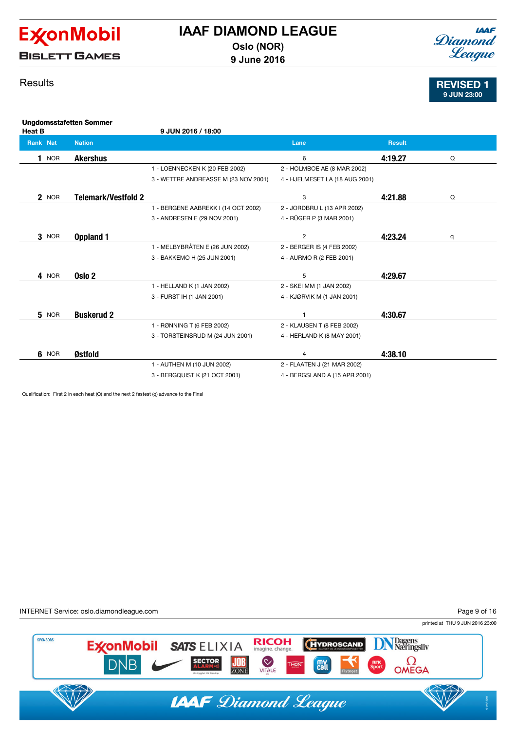# IAAF DIAMOND LEAGUE

**Oslo (NOR)**
**9 June 2016**

ExxonMobil BISLETT GAMES

## Results

**REVISED 1**
**9 JUN 23:00**

### Ungdomsstafetten Sommer

**Heat B** — 9 JUN 2016 / 18:00

| Rank | Nat | Nation | | Lane | Result | |
|---|---|---|---|---|---|---|
| 1 | NOR | **Akershus** | | 6 | **4:19.27** | Q |
| | | | 1 - LOENNECKEN K (20 FEB 2002) | 2 - HOLMBOE AE (8 MAR 2002) | | |
| | | | 3 - WETTRE ANDREASSE M (23 NOV 2001) | 4 - HJELMESET LA (18 AUG 2001) | | |
| 2 | NOR | **Telemark/Vestfold 2** | | 3 | **4:21.88** | Q |
| | | | 1 - BERGENE AABREKK I (14 OCT 2002) | 2 - JORDBRU L (13 APR 2002) | | |
| | | | 3 - ANDRESEN E (29 NOV 2001) | 4 - RÜGER P (3 MAR 2001) | | |
| 3 | NOR | **Oppland 1** | | 2 | **4:23.24** | q |
| | | | 1 - MELBYBRÅTEN E (26 JUN 2002) | 2 - BERGER IS (4 FEB 2002) | | |
| | | | 3 - BAKKEMO H (25 JUN 2001) | 4 - AURMO R (2 FEB 2001) | | |
| 4 | NOR | **Oslo 2** | | 5 | **4:29.67** | |
| | | | 1 - HELLAND K (1 JAN 2002) | 2 - SKEI MM (1 JAN 2002) | | |
| | | | 3 - FURST IH (1 JAN 2001) | 4 - KJØRVIK M (1 JAN 2001) | | |
| 5 | NOR | **Buskerud 2** | | 1 | **4:30.67** | |
| | | | 1 - RØNNING T (6 FEB 2002) | 2 - KLAUSEN T (8 FEB 2002) | | |
| | | | 3 - TORSTEINSRUD M (24 JUN 2001) | 4 - HERLAND K (8 MAY 2001) | | |
| 6 | NOR | **Østfold** | | 4 | **4:38.10** | |
| | | | 1 - AUTHEN M (10 JUN 2002) | 2 - FLAATEN J (21 MAR 2002) | | |
| | | | 3 - BERGQUIST K (21 OCT 2001) | 4 - BERGSLAND A (15 APR 2001) | | |

Qualification: First 2 in each heat (Q) and the next 2 fastest (q) advance to the Final

INTERNET Service: oslo.diamondleague.com

printed at THU 9 JUN 2016 23:00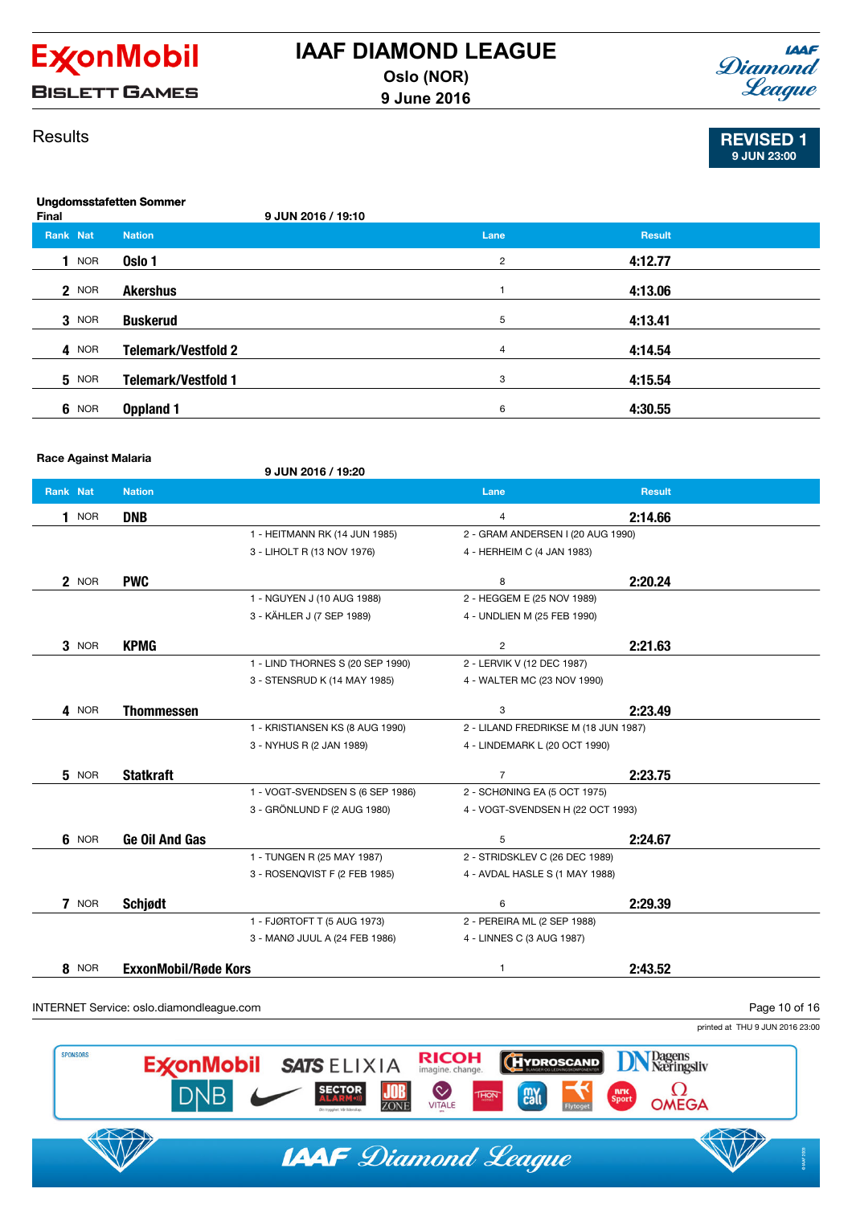# IAAF DIAMOND LEAGUE

**Oslo (NOR)**
**9 June 2016**

BISLETT GAMES

Results

**REVISED 1**
**9 JUN 23:00**

### Ungdomsstafetten Sommer

Final — 9 JUN 2016 / 19:10

| Rank | Nat | Nation | Lane | Result |
|---|---|---|---|---|
| 1 | NOR | Oslo 1 | 2 | 4:12.77 |
| 2 | NOR | Akershus | 1 | 4:13.06 |
| 3 | NOR | Buskerud | 5 | 4:13.41 |
| 4 | NOR | Telemark/Vestfold 2 | 4 | 4:14.54 |
| 5 | NOR | Telemark/Vestfold 1 | 3 | 4:15.54 |
| 6 | NOR | Oppland 1 | 6 | 4:30.55 |

### Race Against Malaria

9 JUN 2016 / 19:20

| Rank | Nat | Nation | | Lane | Result |
|---|---|---|---|---|---|
| 1 | NOR | DNB | | 4 | 2:14.66 |
| | | | 1 - HEITMANN RK (14 JUN 1985) | 2 - GRAM ANDERSEN I (20 AUG 1990) | |
| | | | 3 - LIHOLT R (13 NOV 1976) | 4 - HERHEIM C (4 JAN 1983) | |
| 2 | NOR | PWC | | 8 | 2:20.24 |
| | | | 1 - NGUYEN J (10 AUG 1988) | 2 - HEGGEM E (25 NOV 1989) | |
| | | | 3 - KÄHLER J (7 SEP 1989) | 4 - UNDLIEN M (25 FEB 1990) | |
| 3 | NOR | KPMG | | 2 | 2:21.63 |
| | | | 1 - LIND THORNES S (20 SEP 1990) | 2 - LERVIK V (12 DEC 1987) | |
| | | | 3 - STENSRUD K (14 MAY 1985) | 4 - WALTER MC (23 NOV 1990) | |
| 4 | NOR | Thommessen | | 3 | 2:23.49 |
| | | | 1 - KRISTIANSEN KS (8 AUG 1990) | 2 - LILAND FREDRIKSE M (18 JUN 1987) | |
| | | | 3 - NYHUS R (2 JAN 1989) | 4 - LINDEMARK L (20 OCT 1990) | |
| 5 | NOR | Statkraft | | 7 | 2:23.75 |
| | | | 1 - VOGT-SVENDSEN S (6 SEP 1986) | 2 - SCHØNING EA (5 OCT 1975) | |
| | | | 3 - GRÖNLUND F (2 AUG 1980) | 4 - VOGT-SVENDSEN H (22 OCT 1993) | |
| 6 | NOR | Ge Oil And Gas | | 5 | 2:24.67 |
| | | | 1 - TUNGEN R (25 MAY 1987) | 2 - STRIDSKLEV C (26 DEC 1989) | |
| | | | 3 - ROSENQVIST F (2 FEB 1985) | 4 - AVDAL HASLE S (1 MAY 1988) | |
| 7 | NOR | Schjødt | | 6 | 2:29.39 |
| | | | 1 - FJØRTOFT T (5 AUG 1973) | 2 - PEREIRA ML (2 SEP 1988) | |
| | | | 3 - MANØ JUUL A (24 FEB 1986) | 4 - LINNES C (3 AUG 1987) | |
| 8 | NOR | ExxonMobil/Røde Kors | | 1 | 2:43.52 |

INTERNET Service: oslo.diamondleague.com

printed at THU 9 JUN 2016 23:00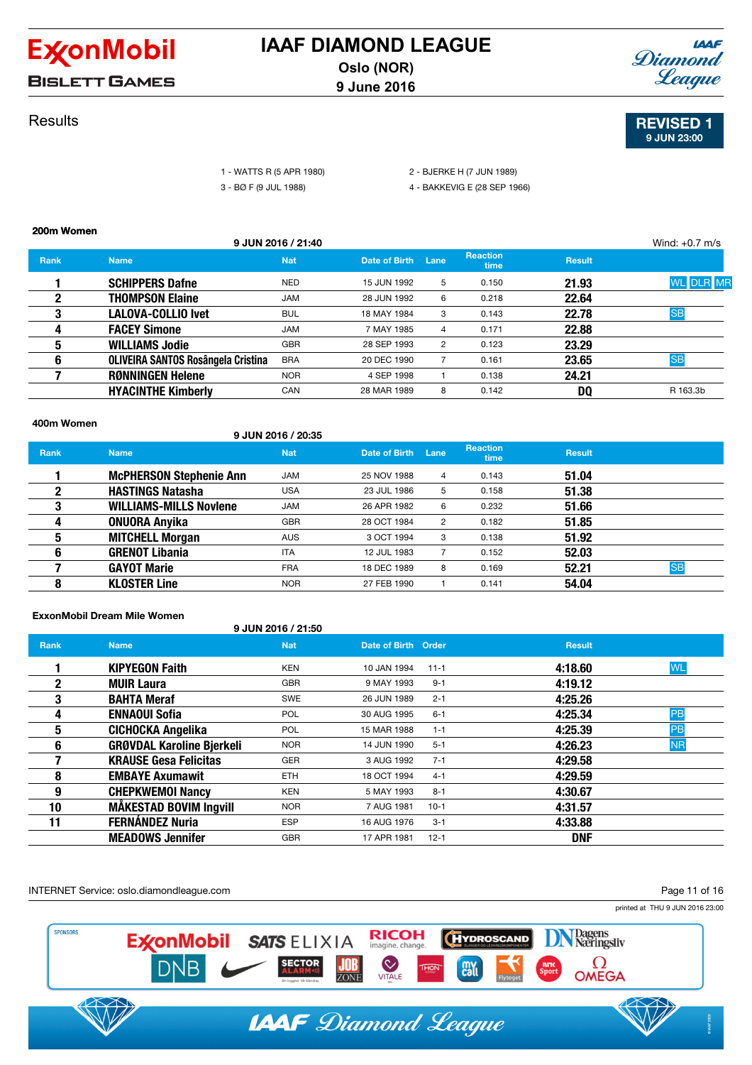# IAAF DIAMOND LEAGUE

Oslo (NOR)
9 June 2016

BISLETT GAMES

## Results

**REVISED 1**
9 JUN 23:00

1 - WATTS R (5 APR 1980) 2 - BJERKE H (7 JUN 1989)
3 - BØ F (9 JUL 1988) 4 - BAKKEVIG E (28 SEP 1966)

### 200m Women

9 JUN 2016 / 21:40 — Wind: +0.7 m/s

| Rank | Name | Nat | Date of Birth | Lane | Reaction time | Result | |
|---|---|---|---|---|---|---|---|
| 1 | SCHIPPERS Dafne | NED | 15 JUN 1992 | 5 | 0.150 | 21.93 | WL DLR MR |
| 2 | THOMPSON Elaine | JAM | 28 JUN 1992 | 6 | 0.218 | 22.64 | |
| 3 | LALOVA-COLLIO Ivet | BUL | 18 MAY 1984 | 3 | 0.143 | 22.78 | SB |
| 4 | FACEY Simone | JAM | 7 MAY 1985 | 4 | 0.171 | 22.88 | |
| 5 | WILLIAMS Jodie | GBR | 28 SEP 1993 | 2 | 0.123 | 23.29 | |
| 6 | OLIVEIRA SANTOS Rosângela Cristina | BRA | 20 DEC 1990 | 7 | 0.161 | 23.65 | SB |
| 7 | RØNNINGEN Helene | NOR | 4 SEP 1998 | 1 | 0.138 | 24.21 | |
| | HYACINTHE Kimberly | CAN | 28 MAR 1989 | 8 | 0.142 | DQ | R 163.3b |

### 400m Women

9 JUN 2016 / 20:35

| Rank | Name | Nat | Date of Birth | Lane | Reaction time | Result | |
|---|---|---|---|---|---|---|---|
| 1 | McPHERSON Stephenie Ann | JAM | 25 NOV 1988 | 4 | 0.143 | 51.04 | |
| 2 | HASTINGS Natasha | USA | 23 JUL 1986 | 5 | 0.158 | 51.38 | |
| 3 | WILLIAMS-MILLS Novlene | JAM | 26 APR 1982 | 6 | 0.232 | 51.66 | |
| 4 | ONUORA Anyika | GBR | 28 OCT 1984 | 2 | 0.182 | 51.85 | |
| 5 | MITCHELL Morgan | AUS | 3 OCT 1994 | 3 | 0.138 | 51.92 | |
| 6 | GRENOT Libania | ITA | 12 JUL 1983 | 7 | 0.152 | 52.03 | |
| 7 | GAYOT Marie | FRA | 18 DEC 1989 | 8 | 0.169 | 52.21 | SB |
| 8 | KLOSTER Line | NOR | 27 FEB 1990 | 1 | 0.141 | 54.04 | |

### ExxonMobil Dream Mile Women

9 JUN 2016 / 21:50

| Rank | Name | Nat | Date of Birth | Order | Result | |
|---|---|---|---|---|---|---|
| 1 | KIPYEGON Faith | KEN | 10 JAN 1994 | 11-1 | 4:18.60 | WL |
| 2 | MUIR Laura | GBR | 9 MAY 1993 | 9-1 | 4:19.12 | |
| 3 | BAHTA Meraf | SWE | 26 JUN 1989 | 2-1 | 4:25.26 | |
| 4 | ENNAOUI Sofia | POL | 30 AUG 1995 | 6-1 | 4:25.34 | PB |
| 5 | CICHOCKA Angelika | POL | 15 MAR 1988 | 1-1 | 4:25.39 | PB |
| 6 | GRØVDAL Karoline Bjerkeli | NOR | 14 JUN 1990 | 5-1 | 4:26.23 | NR |
| 7 | KRAUSE Gesa Felicitas | GER | 3 AUG 1992 | 7-1 | 4:29.58 | |
| 8 | EMBAYE Axumawit | ETH | 18 OCT 1994 | 4-1 | 4:29.59 | |
| 9 | CHEPKWEMOI Nancy | KEN | 5 MAY 1993 | 8-1 | 4:30.67 | |
| 10 | MÅKESTAD BOVIM Ingvill | NOR | 7 AUG 1981 | 10-1 | 4:31.57 | |
| 11 | FERNÁNDEZ Nuria | ESP | 16 AUG 1976 | 3-1 | 4:33.88 | |
| | MEADOWS Jennifer | GBR | 17 APR 1981 | 12-1 | DNF | |

INTERNET Service: oslo.diamondleague.com

printed at THU 9 JUN 2016 23:00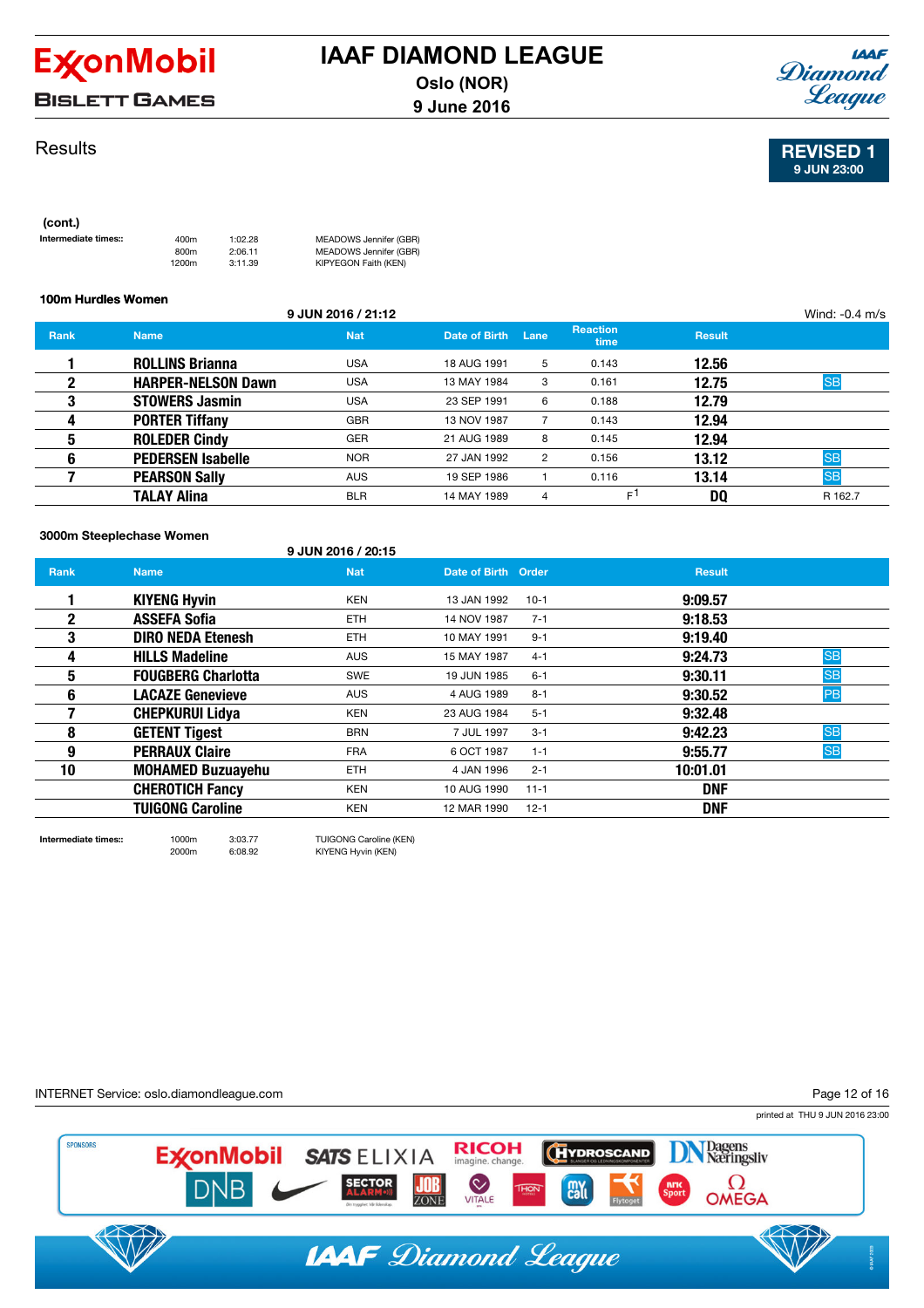# IAAF DIAMOND LEAGUE

**Oslo (NOR)**
**9 June 2016**

## Results

**REVISED 1**
9 JUN 23:00

**(cont.)**

| Intermediate times:: | | | |
|---|---|---|---|
| | 400m | 1:02.28 | MEADOWS Jennifer (GBR) |
| | 800m | 2:06.11 | MEADOWS Jennifer (GBR) |
| | 1200m | 3:11.39 | KIPYEGON Faith (KEN) |

### 100m Hurdles Women

9 JUN 2016 / 21:12 — Wind: -0.4 m/s

| Rank | Name | Nat | Date of Birth | Lane | Reaction time | Result | |
|---|---|---|---|---|---|---|---|
| 1 | ROLLINS Brianna | USA | 18 AUG 1991 | 5 | 0.143 | 12.56 | |
| 2 | HARPER-NELSON Dawn | USA | 13 MAY 1984 | 3 | 0.161 | 12.75 | SB |
| 3 | STOWERS Jasmin | USA | 23 SEP 1991 | 6 | 0.188 | 12.79 | |
| 4 | PORTER Tiffany | GBR | 13 NOV 1987 | 7 | 0.143 | 12.94 | |
| 5 | ROLEDER Cindy | GER | 21 AUG 1989 | 8 | 0.145 | 12.94 | |
| 6 | PEDERSEN Isabelle | NOR | 27 JAN 1992 | 2 | 0.156 | 13.12 | SB |
| 7 | PEARSON Sally | AUS | 19 SEP 1986 | 1 | 0.116 | 13.14 | SB |
| | TALAY Alina | BLR | 14 MAY 1989 | 4 | F1 | DQ | R 162.7 |

### 3000m Steeplechase Women

9 JUN 2016 / 20:15

| Rank | Name | Nat | Date of Birth | Order | Result | |
|---|---|---|---|---|---|---|
| 1 | KIYENG Hyvin | KEN | 13 JAN 1992 | 10-1 | 9:09.57 | |
| 2 | ASSEFA Sofia | ETH | 14 NOV 1987 | 7-1 | 9:18.53 | |
| 3 | DIRO NEDA Etenesh | ETH | 10 MAY 1991 | 9-1 | 9:19.40 | |
| 4 | HILLS Madeline | AUS | 15 MAY 1987 | 4-1 | 9:24.73 | SB |
| 5 | FOUGBERG Charlotta | SWE | 19 JUN 1985 | 6-1 | 9:30.11 | SB |
| 6 | LACAZE Genevieve | AUS | 4 AUG 1989 | 8-1 | 9:30.52 | PB |
| 7 | CHEPKURUI Lidya | KEN | 23 AUG 1984 | 5-1 | 9:32.48 | |
| 8 | GETENT Tigest | BRN | 7 JUL 1997 | 3-1 | 9:42.23 | SB |
| 9 | PERRAUX Claire | FRA | 6 OCT 1987 | 1-1 | 9:55.77 | SB |
| 10 | MOHAMED Buzuayehu | ETH | 4 JAN 1996 | 2-1 | 10:01.01 | |
| | CHEROTICH Fancy | KEN | 10 AUG 1990 | 11-1 | DNF | |
| | TUIGONG Caroline | KEN | 12 MAR 1990 | 12-1 | DNF | |

| Intermediate times:: | | | |
|---|---|---|---|
| | 1000m | 3:03.77 | TUIGONG Caroline (KEN) |
| | 2000m | 6:08.92 | KIYENG Hyvin (KEN) |

INTERNET Service: oslo.diamondleague.com

printed at THU 9 JUN 2016 23:00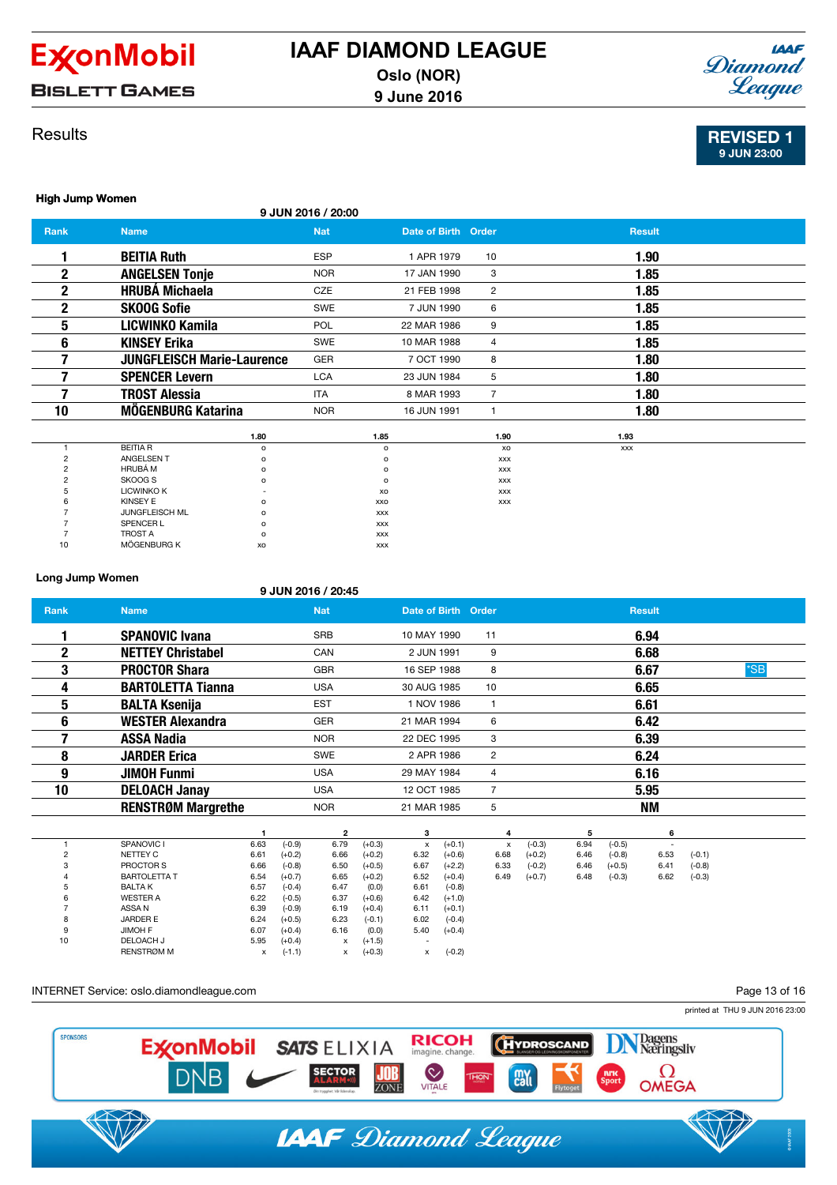# IAAF DIAMOND LEAGUE

**Oslo (NOR)**
**9 June 2016**

ExxonMobil BISLETT GAMES

## Results

**REVISED 1**
**9 JUN 23:00**

### High Jump Women

9 JUN 2016 / 20:00

| Rank | Name | Nat | Date of Birth | Order | Result |
|---|---|---|---|---|---|
| 1 | **BEITIA Ruth** | ESP | 1 APR 1979 | 10 | **1.90** |
| 2 | **ANGELSEN Tonje** | NOR | 17 JAN 1990 | 3 | **1.85** |
| 2 | **HRUBÁ Michaela** | CZE | 21 FEB 1998 | 2 | **1.85** |
| 2 | **SKOOG Sofie** | SWE | 7 JUN 1990 | 6 | **1.85** |
| 5 | **LICWINKO Kamila** | POL | 22 MAR 1986 | 9 | **1.85** |
| 6 | **KINSEY Erika** | SWE | 10 MAR 1988 | 4 | **1.85** |
| 7 | **JUNGFLEISCH Marie-Laurence** | GER | 7 OCT 1990 | 8 | **1.80** |
| 7 | **SPENCER Levern** | LCA | 23 JUN 1984 | 5 | **1.80** |
| 7 | **TROST Alessia** | ITA | 8 MAR 1993 | 7 | **1.80** |
| 10 | **MÖGENBURG Katarina** | NOR | 16 JUN 1991 | 1 | **1.80** |

| | | 1.80 | 1.85 | 1.90 | 1.93 |
|---|---|---|---|---|---|
| 1 | BEITIA R | o | o | xo | xxx |
| 2 | ANGELSEN T | o | o | xxx | |
| 2 | HRUBÁ M | o | o | xxx | |
| 2 | SKOOG S | o | o | xxx | |
| 5 | LICWINKO K | - | xo | xxx | |
| 6 | KINSEY E | o | xxo | xxx | |
| 7 | JUNGFLEISCH ML | o | xxx | | |
| 7 | SPENCER L | o | xxx | | |
| 7 | TROST A | o | xxx | | |
| 10 | MÖGENBURG K | xo | xxx | | |

### Long Jump Women

9 JUN 2016 / 20:45

| Rank | Name | Nat | Date of Birth | Order | Result | |
|---|---|---|---|---|---|---|
| 1 | **SPANOVIC Ivana** | SRB | 10 MAY 1990 | 11 | **6.94** | |
| 2 | **NETTEY Christabel** | CAN | 2 JUN 1991 | 9 | **6.68** | |
| 3 | **PROCTOR Shara** | GBR | 16 SEP 1988 | 8 | **6.67** | *SB |
| 4 | **BARTOLETTA Tianna** | USA | 30 AUG 1985 | 10 | **6.65** | |
| 5 | **BALTA Ksenija** | EST | 1 NOV 1986 | 1 | **6.61** | |
| 6 | **WESTER Alexandra** | GER | 21 MAR 1994 | 6 | **6.42** | |
| 7 | **ASSA Nadia** | NOR | 22 DEC 1995 | 3 | **6.39** | |
| 8 | **JARDER Erica** | SWE | 2 APR 1986 | 2 | **6.24** | |
| 9 | **JIMOH Funmi** | USA | 29 MAY 1984 | 4 | **6.16** | |
| 10 | **DELOACH Janay** | USA | 12 OCT 1985 | 7 | **5.95** | |
| | **RENSTRØM Margrethe** | NOR | 21 MAR 1985 | 5 | **NM** | |

| | | 1 | | 2 | | 3 | | 4 | | 5 | | 6 | |
|---|---|---|---|---|---|---|---|---|---|---|---|---|---|
| 1 | SPANOVIC I | 6.63 | (-0.9) | 6.79 | (+0.3) | x | (+0.1) | x | (-0.3) | 6.94 | (-0.5) | - | |
| 2 | NETTEY C | 6.61 | (+0.2) | 6.66 | (+0.2) | 6.32 | (+0.6) | 6.68 | (+0.2) | 6.46 | (-0.8) | 6.53 | (-0.1) |
| 3 | PROCTOR S | 6.66 | (-0.8) | 6.50 | (+0.5) | 6.67 | (+2.2) | 6.33 | (-0.2) | 6.46 | (+0.5) | 6.41 | (-0.8) |
| 4 | BARTOLETTA T | 6.54 | (+0.7) | 6.65 | (+0.2) | 6.52 | (+0.4) | 6.49 | (+0.7) | 6.48 | (-0.3) | 6.62 | (-0.3) |
| 5 | BALTA K | 6.57 | (-0.4) | 6.47 | (0.0) | 6.61 | (-0.8) | | | | | | |
| 6 | WESTER A | 6.22 | (-0.5) | 6.37 | (+0.6) | 6.42 | (+1.0) | | | | | | |
| 7 | ASSA N | 6.39 | (-0.9) | 6.19 | (+0.4) | 6.11 | (+0.1) | | | | | | |
| 8 | JARDER E | 6.24 | (+0.5) | 6.23 | (-0.1) | 6.02 | (-0.4) | | | | | | |
| 9 | JIMOH F | 6.07 | (+0.4) | 6.16 | (0.0) | 5.40 | (+0.4) | | | | | | |
| 10 | DELOACH J | 5.95 | (+0.4) | x | (+1.5) | - | | | | | | | |
| | RENSTRØM M | x | (-1.1) | x | (+0.3) | x | (-0.2) | | | | | | |

INTERNET Service: oslo.diamondleague.com

printed at THU 9 JUN 2016 23:00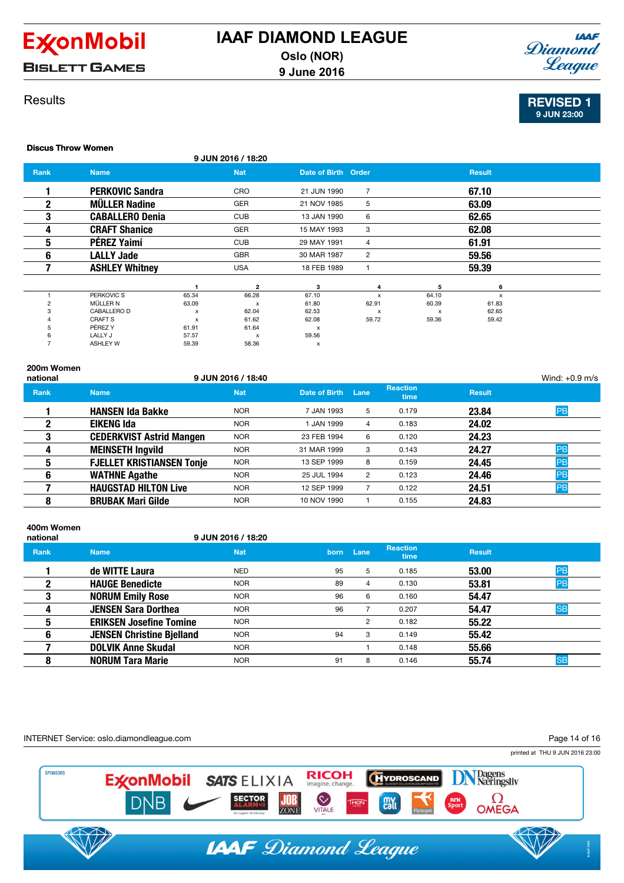# IAAF DIAMOND LEAGUE

Oslo (NOR)
9 June 2016

ExxonMobil BISLETT GAMES

Results

**REVISED 1**
9 JUN 23:00

### Discus Throw Women

9 JUN 2016 / 18:20

| Rank | Name | Nat | Date of Birth | Order | Result |
|---|---|---|---|---|---|
| 1 | PERKOVIC Sandra | CRO | 21 JUN 1990 | 7 | 67.10 |
| 2 | MÜLLER Nadine | GER | 21 NOV 1985 | 5 | 63.09 |
| 3 | CABALLERO Denia | CUB | 13 JAN 1990 | 6 | 62.65 |
| 4 | CRAFT Shanice | GER | 15 MAY 1993 | 3 | 62.08 |
| 5 | PÉREZ Yaimí | CUB | 29 MAY 1991 | 4 | 61.91 |
| 6 | LALLY Jade | GBR | 30 MAR 1987 | 2 | 59.56 |
| 7 | ASHLEY Whitney | USA | 18 FEB 1989 | 1 | 59.39 |

| | | 1 | 2 | 3 | 4 | 5 | 6 |
|---|---|---|---|---|---|---|---|
| 1 | PERKOVIC S | 65.34 | 66.28 | 67.10 | x | 64.10 | x |
| 2 | MÜLLER N | 63.09 | x | 61.80 | 62.91 | 60.39 | 61.83 |
| 3 | CABALLERO D | x | 62.04 | 62.53 | x | x | 62.65 |
| 4 | CRAFT S | x | 61.62 | 62.08 | 59.72 | 59.36 | 59.42 |
| 5 | PÉREZ Y | 61.91 | 61.64 | x | | | |
| 6 | LALLY J | 57.57 | x | 59.56 | | | |
| 7 | ASHLEY W | 59.39 | 58.36 | x | | | |

### 200m Women
national

9 JUN 2016 / 18:40 — Wind: +0.9 m/s

| Rank | Name | Nat | Date of Birth | Lane | Reaction time | Result | |
|---|---|---|---|---|---|---|---|
| 1 | HANSEN Ida Bakke | NOR | 7 JAN 1993 | 5 | 0.179 | 23.84 | PB |
| 2 | EIKENG Ida | NOR | 1 JAN 1999 | 4 | 0.183 | 24.02 | |
| 3 | CEDERKVIST Astrid Mangen | NOR | 23 FEB 1994 | 6 | 0.120 | 24.23 | |
| 4 | MEINSETH Ingvild | NOR | 31 MAR 1999 | 3 | 0.143 | 24.27 | PB |
| 5 | FJELLET KRISTIANSEN Tonje | NOR | 13 SEP 1999 | 8 | 0.159 | 24.45 | PB |
| 6 | WATHNE Agathe | NOR | 25 JUL 1994 | 2 | 0.123 | 24.46 | PB |
| 7 | HAUGSTAD HILTON Live | NOR | 12 SEP 1999 | 7 | 0.122 | 24.51 | PB |
| 8 | BRUBAK Mari Gilde | NOR | 10 NOV 1990 | 1 | 0.155 | 24.83 | |

### 400m Women
national

9 JUN 2016 / 18:20

| Rank | Name | Nat | born | Lane | Reaction time | Result | |
|---|---|---|---|---|---|---|---|
| 1 | de WITTE Laura | NED | 95 | 5 | 0.185 | 53.00 | PB |
| 2 | HAUGE Benedicte | NOR | 89 | 4 | 0.130 | 53.81 | PB |
| 3 | NORUM Emily Rose | NOR | 96 | 6 | 0.160 | 54.47 | |
| 4 | JENSEN Sara Dorthea | NOR | 96 | 7 | 0.207 | 54.47 | SB |
| 5 | ERIKSEN Josefine Tomine | NOR | | 2 | 0.182 | 55.22 | |
| 6 | JENSEN Christine Bjelland | NOR | 94 | 3 | 0.149 | 55.42 | |
| 7 | DOLVIK Anne Skudal | NOR | | 1 | 0.148 | 55.66 | |
| 8 | NORUM Tara Marie | NOR | 91 | 8 | 0.146 | 55.74 | SB |

INTERNET Service: oslo.diamondleague.com

printed at THU 9 JUN 2016 23:00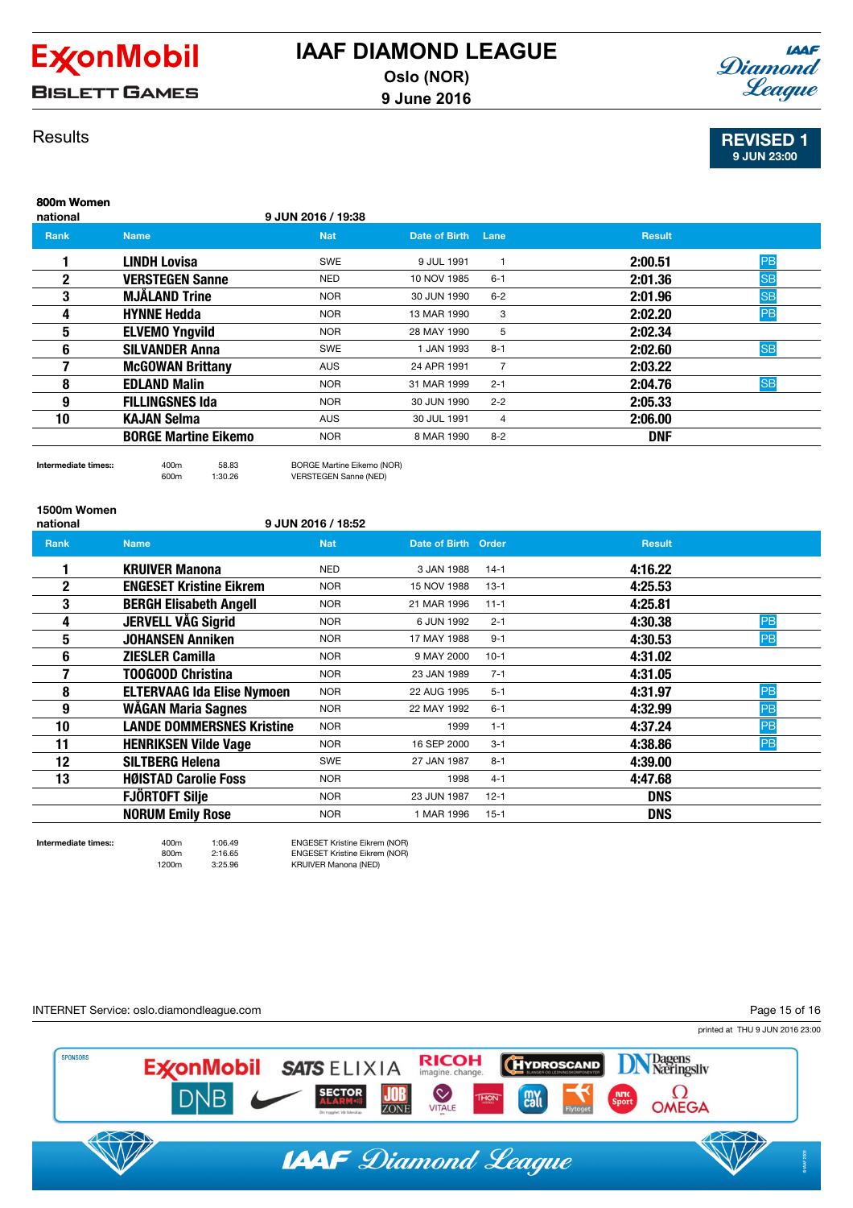# IAAF DIAMOND LEAGUE

Oslo (NOR)
9 June 2016

BISLETT GAMES

## Results

**REVISED 1**
9 JUN 23:00

### 800m Women

national — 9 JUN 2016 / 19:38

| Rank | Name | Nat | Date of Birth | Lane | Result | |
|---|---|---|---|---|---|---|
| 1 | LINDH Lovisa | SWE | 9 JUL 1991 | 1 | 2:00.51 | PB |
| 2 | VERSTEGEN Sanne | NED | 10 NOV 1985 | 6-1 | 2:01.36 | SB |
| 3 | MJÅLAND Trine | NOR | 30 JUN 1990 | 6-2 | 2:01.96 | SB |
| 4 | HYNNE Hedda | NOR | 13 MAR 1990 | 3 | 2:02.20 | PB |
| 5 | ELVEMO Yngvild | NOR | 28 MAY 1990 | 5 | 2:02.34 | |
| 6 | SILVANDER Anna | SWE | 1 JAN 1993 | 8-1 | 2:02.60 | SB |
| 7 | McGOWAN Brittany | AUS | 24 APR 1991 | 7 | 2:03.22 | |
| 8 | EDLAND Malin | NOR | 31 MAR 1999 | 2-1 | 2:04.76 | SB |
| 9 | FILLINGSNES Ida | NOR | 30 JUN 1990 | 2-2 | 2:05.33 | |
| 10 | KAJAN Selma | AUS | 30 JUL 1991 | 4 | 2:06.00 | |
| | BORGE Martine Eikemo | NOR | 8 MAR 1990 | 8-2 | DNF | |

Intermediate times::

| | | |
|---|---|---|
| 400m | 58.83 | BORGE Martine Eikemo (NOR) |
| 600m | 1:30.26 | VERSTEGEN Sanne (NED) |

### 1500m Women

national — 9 JUN 2016 / 18:52

| Rank | Name | Nat | Date of Birth | Order | Result | |
|---|---|---|---|---|---|---|
| 1 | KRUIVER Manona | NED | 3 JAN 1988 | 14-1 | 4:16.22 | |
| 2 | ENGESET Kristine Eikrem | NOR | 15 NOV 1988 | 13-1 | 4:25.53 | |
| 3 | BERGH Elisabeth Angell | NOR | 21 MAR 1996 | 11-1 | 4:25.81 | |
| 4 | JERVELL VÅG Sigrid | NOR | 6 JUN 1992 | 2-1 | 4:30.38 | PB |
| 5 | JOHANSEN Anniken | NOR | 17 MAY 1988 | 9-1 | 4:30.53 | PB |
| 6 | ZIESLER Camilla | NOR | 9 MAY 2000 | 10-1 | 4:31.02 | |
| 7 | TOOGOOD Christina | NOR | 23 JAN 1989 | 7-1 | 4:31.05 | |
| 8 | ELTERVAAG Ida Elise Nymoen | NOR | 22 AUG 1995 | 5-1 | 4:31.97 | PB |
| 9 | WÅGAN Maria Sagnes | NOR | 22 MAY 1992 | 6-1 | 4:32.99 | PB |
| 10 | LANDE DOMMERSNES Kristine | NOR | 1999 | 1-1 | 4:37.24 | PB |
| 11 | HENRIKSEN Vilde Vage | NOR | 16 SEP 2000 | 3-1 | 4:38.86 | PB |
| 12 | SILTBERG Helena | SWE | 27 JAN 1987 | 8-1 | 4:39.00 | |
| 13 | HØISTAD Carolie Foss | NOR | 1998 | 4-1 | 4:47.68 | |
| | FJÖRTOFT Silje | NOR | 23 JUN 1987 | 12-1 | DNS | |
| | NORUM Emily Rose | NOR | 1 MAR 1996 | 15-1 | DNS | |

Intermediate times::

| | | |
|---|---|---|
| 400m | 1:06.49 | ENGESET Kristine Eikrem (NOR) |
| 800m | 2:16.65 | ENGESET Kristine Eikrem (NOR) |
| 1200m | 3:25.96 | KRUIVER Manona (NED) |

INTERNET Service: oslo.diamondleague.com

printed at THU 9 JUN 2016 23:00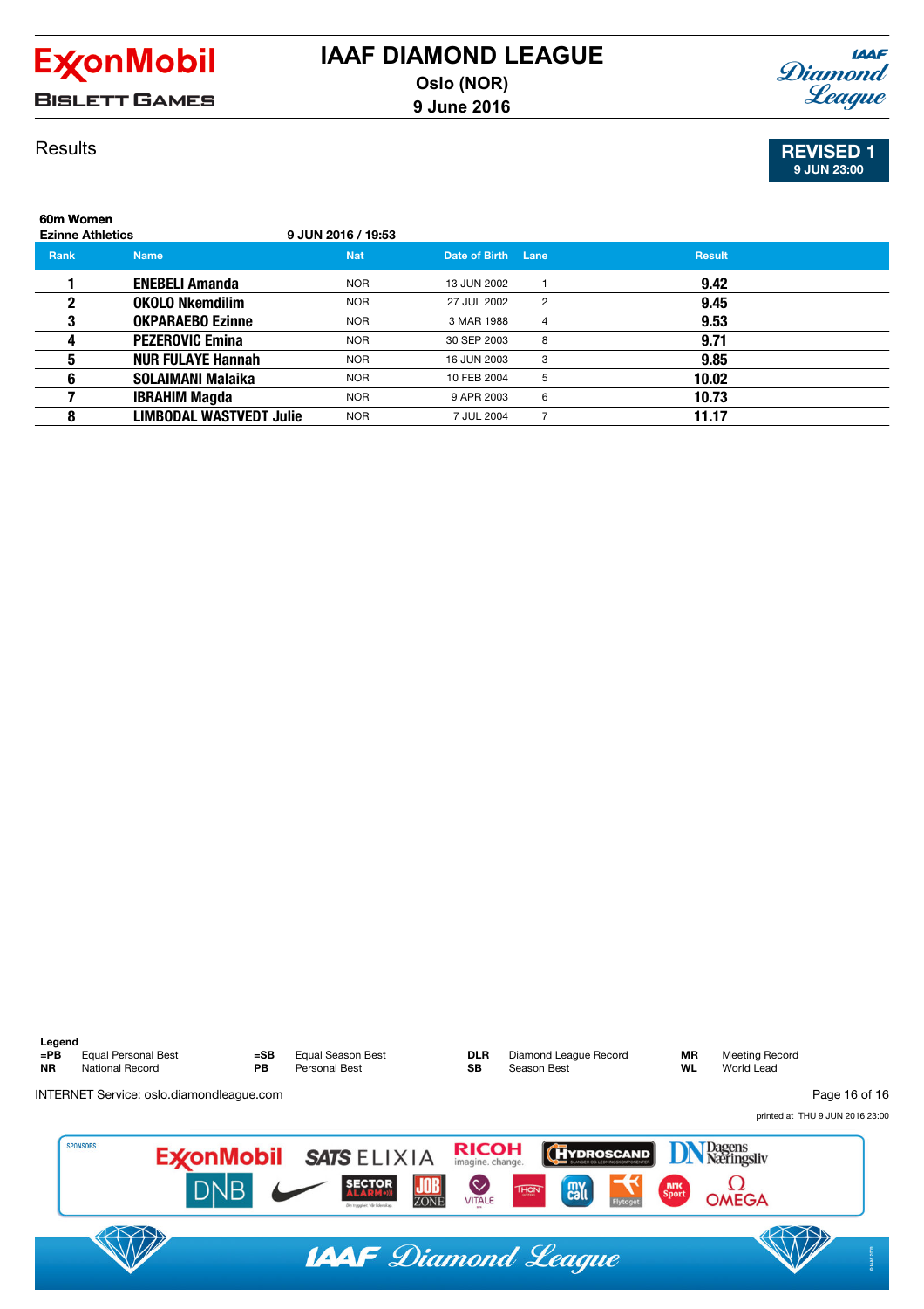# IAAF DIAMOND LEAGUE

**Oslo (NOR)**
**9 June 2016**

ExxonMobil BISLETT GAMES

## Results

**REVISED 1**
**9 JUN 23:00**

### 60m Women

**Ezinne Athletics** 9 JUN 2016 / 19:53

| Rank | Name | Nat | Date of Birth | Lane | Result |
|---|---|---|---|---|---|
| **1** | **ENEBELI Amanda** | NOR | 13 JUN 2002 | 1 | **9.42** |
| **2** | **OKOLO Nkemdilim** | NOR | 27 JUL 2002 | 2 | **9.45** |
| **3** | **OKPARAEBO Ezinne** | NOR | 3 MAR 1988 | 4 | **9.53** |
| **4** | **PEZEROVIC Emina** | NOR | 30 SEP 2003 | 8 | **9.71** |
| **5** | **NUR FULAYE Hannah** | NOR | 16 JUN 2003 | 3 | **9.85** |
| **6** | **SOLAIMANI Malaika** | NOR | 10 FEB 2004 | 5 | **10.02** |
| **7** | **IBRAHIM Magda** | NOR | 9 APR 2003 | 6 | **10.73** |
| **8** | **LIMBODAL WASTVEDT Julie** | NOR | 7 JUL 2004 | 7 | **11.17** |

**Legend**

| | | | | | | | |
|---|---|---|---|---|---|---|---|
| **=PB** | Equal Personal Best | **=SB** | Equal Season Best | **DLR** | Diamond League Record | **MR** | Meeting Record |
| **NR** | National Record | **PB** | Personal Best | **SB** | Season Best | **WL** | World Lead |

INTERNET Service: oslo.diamondleague.com

printed at THU 9 JUN 2016 23:00